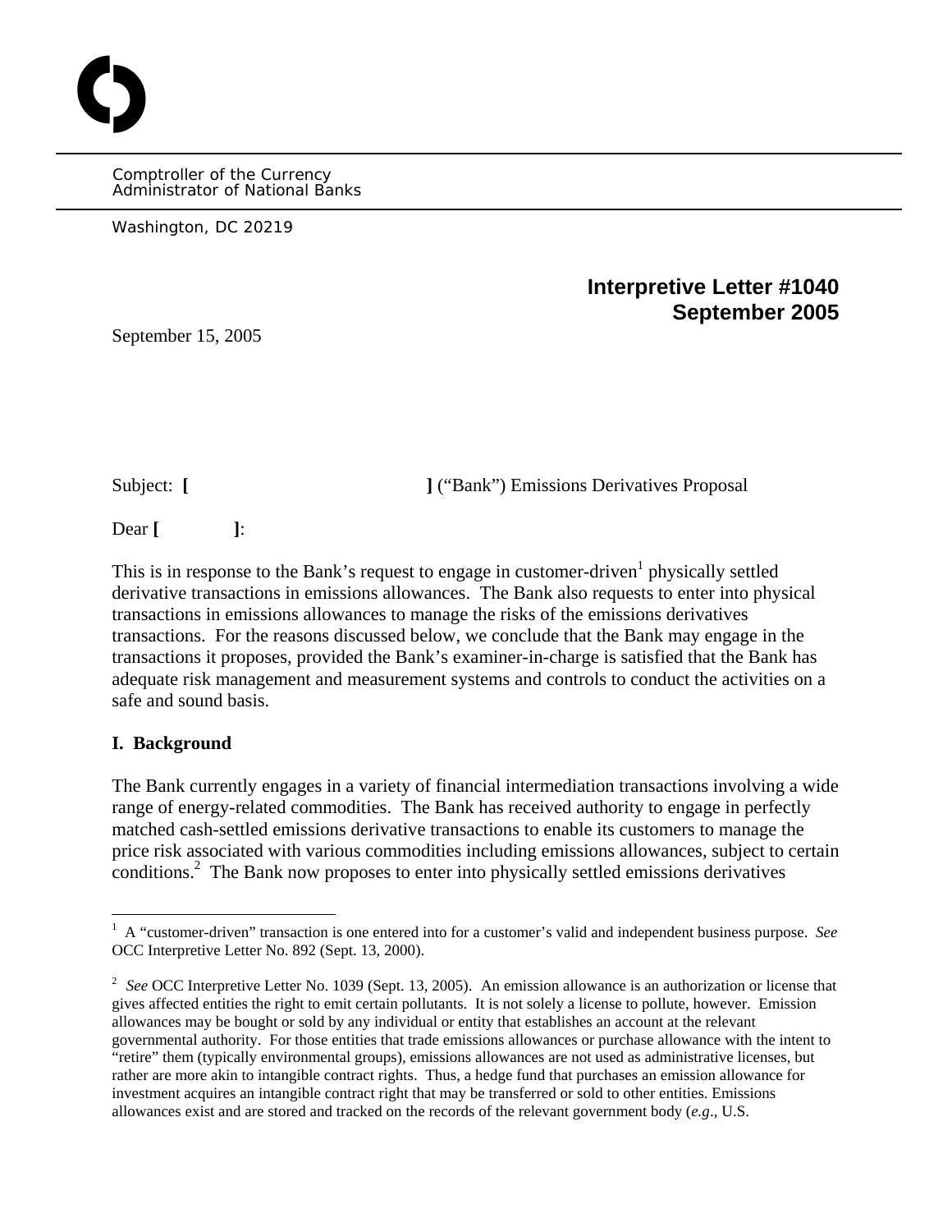Comptroller of the Currency
Administrator of National Banks

Washington, DC 20219

**Interpretive Letter #1040**
**September 2005**

September 15, 2005

Subject: **[ ]** ("Bank") Emissions Derivatives Proposal

Dear **[ ]**:

This is in response to the Bank's request to engage in customer-driven[1] physically settled derivative transactions in emissions allowances. The Bank also requests to enter into physical transactions in emissions allowances to manage the risks of the emissions derivatives transactions. For the reasons discussed below, we conclude that the Bank may engage in the transactions it proposes, provided the Bank's examiner-in-charge is satisfied that the Bank has adequate risk management and measurement systems and controls to conduct the activities on a safe and sound basis.

## I. Background

The Bank currently engages in a variety of financial intermediation transactions involving a wide range of energy-related commodities. The Bank has received authority to engage in perfectly matched cash-settled emissions derivative transactions to enable its customers to manage the price risk associated with various commodities including emissions allowances, subject to certain conditions.[2] The Bank now proposes to enter into physically settled emissions derivatives

---

[1] A "customer-driven" transaction is one entered into for a customer's valid and independent business purpose. *See* OCC Interpretive Letter No. 892 (Sept. 13, 2000).

[2] *See* OCC Interpretive Letter No. 1039 (Sept. 13, 2005). An emission allowance is an authorization or license that gives affected entities the right to emit certain pollutants. It is not solely a license to pollute, however. Emission allowances may be bought or sold by any individual or entity that establishes an account at the relevant governmental authority. For those entities that trade emissions allowances or purchase allowance with the intent to "retire" them (typically environmental groups), emissions allowances are not used as administrative licenses, but rather are more akin to intangible contract rights. Thus, a hedge fund that purchases an emission allowance for investment acquires an intangible contract right that may be transferred or sold to other entities. Emissions allowances exist and are stored and tracked on the records of the relevant government body (*e.g*., U.S.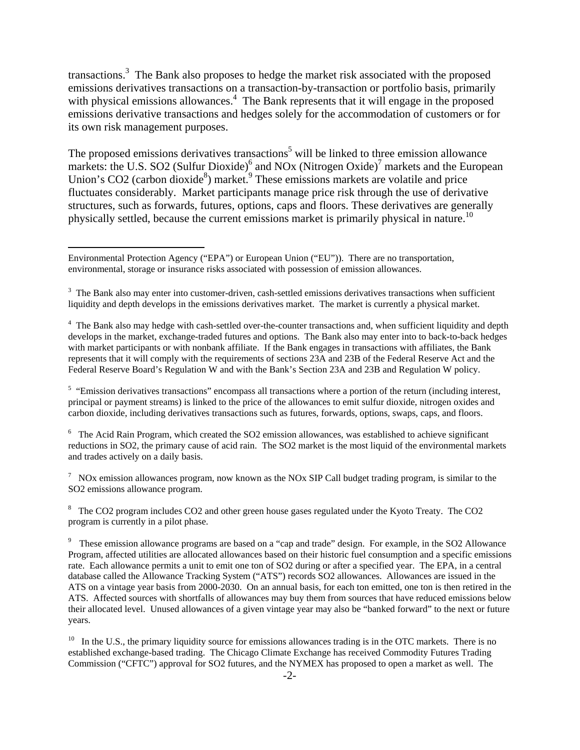transactions.[3] The Bank also proposes to hedge the market risk associated with the proposed emissions derivatives transactions on a transaction-by-transaction or portfolio basis, primarily with physical emissions allowances.[4] The Bank represents that it will engage in the proposed emissions derivative transactions and hedges solely for the accommodation of customers or for its own risk management purposes.

The proposed emissions derivatives transactions[5] will be linked to three emission allowance markets: the U.S. $SO_2$ (Sulfur Dioxide)[6] and NOx (Nitrogen Oxide)[7] markets and the European Union's $CO_2$ (carbon dioxide[8]) market.[9] These emissions markets are volatile and price fluctuates considerably. Market participants manage price risk through the use of derivative structures, such as forwards, futures, options, caps and floors. These derivatives are generally physically settled, because the current emissions market is primarily physical in nature.[10]

---

Environmental Protection Agency ("EPA") or European Union ("EU")). There are no transportation, environmental, storage or insurance risks associated with possession of emission allowances.

[3] The Bank also may enter into customer-driven, cash-settled emissions derivatives transactions when sufficient liquidity and depth develops in the emissions derivatives market. The market is currently a physical market.

[4] The Bank also may hedge with cash-settled over-the-counter transactions and, when sufficient liquidity and depth develops in the market, exchange-traded futures and options. The Bank also may enter into to back-to-back hedges with market participants or with nonbank affiliate. If the Bank engages in transactions with affiliates, the Bank represents that it will comply with the requirements of sections 23A and 23B of the Federal Reserve Act and the Federal Reserve Board's Regulation W and with the Bank's Section 23A and 23B and Regulation W policy.

[5] "Emission derivatives transactions" encompass all transactions where a portion of the return (including interest, principal or payment streams) is linked to the price of the allowances to emit sulfur dioxide, nitrogen oxides and carbon dioxide, including derivatives transactions such as futures, forwards, options, swaps, caps, and floors.

[6] The Acid Rain Program, which created the $SO_2$ emission allowances, was established to achieve significant reductions in $SO_2$, the primary cause of acid rain. The $SO_2$ market is the most liquid of the environmental markets and trades actively on a daily basis.

[7] NOx emission allowances program, now known as the NOx SIP Call budget trading program, is similar to the $SO_2$ emissions allowance program.

[8] The $CO_2$ program includes $CO_2$ and other green house gases regulated under the Kyoto Treaty. The $CO_2$ program is currently in a pilot phase.

[9] These emission allowance programs are based on a "cap and trade" design. For example, in the $SO_2$ Allowance Program, affected utilities are allocated allowances based on their historic fuel consumption and a specific emissions rate. Each allowance permits a unit to emit one ton of $SO_2$ during or after a specified year. The EPA, in a central database called the Allowance Tracking System ("ATS") records $SO_2$ allowances. Allowances are issued in the ATS on a vintage year basis from 2000-2030. On an annual basis, for each ton emitted, one ton is then retired in the ATS. Affected sources with shortfalls of allowances may buy them from sources that have reduced emissions below their allocated level. Unused allowances of a given vintage year may also be "banked forward" to the next or future years.

[10] In the U.S., the primary liquidity source for emissions allowances trading is in the OTC markets. There is no established exchange-based trading. The Chicago Climate Exchange has received Commodity Futures Trading Commission ("CFTC") approval for $SO_2$ futures, and the NYMEX has proposed to open a market as well. The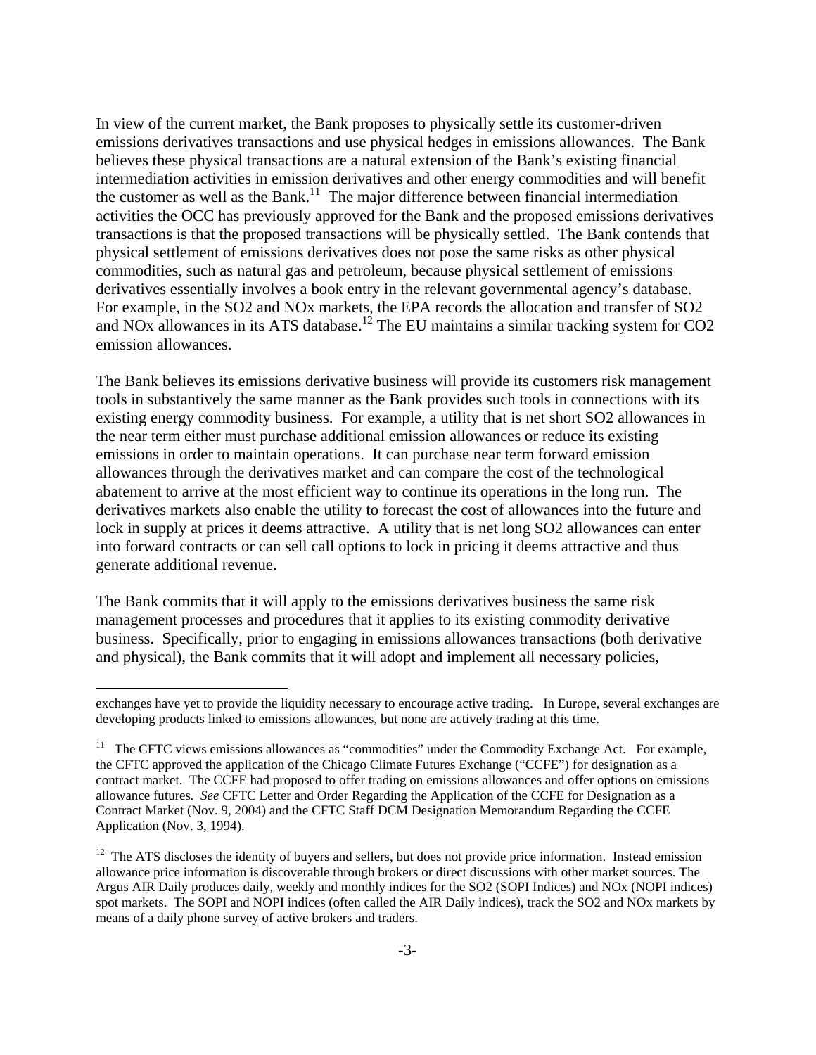In view of the current market, the Bank proposes to physically settle its customer-driven emissions derivatives transactions and use physical hedges in emissions allowances. The Bank believes these physical transactions are a natural extension of the Bank's existing financial intermediation activities in emission derivatives and other energy commodities and will benefit the customer as well as the Bank.[11] The major difference between financial intermediation activities the OCC has previously approved for the Bank and the proposed emissions derivatives transactions is that the proposed transactions will be physically settled. The Bank contends that physical settlement of emissions derivatives does not pose the same risks as other physical commodities, such as natural gas and petroleum, because physical settlement of emissions derivatives essentially involves a book entry in the relevant governmental agency's database. For example, in the SO2 and NOx markets, the EPA records the allocation and transfer of SO2 and NOx allowances in its ATS database.[12] The EU maintains a similar tracking system for CO2 emission allowances.

The Bank believes its emissions derivative business will provide its customers risk management tools in substantively the same manner as the Bank provides such tools in connections with its existing energy commodity business. For example, a utility that is net short SO2 allowances in the near term either must purchase additional emission allowances or reduce its existing emissions in order to maintain operations. It can purchase near term forward emission allowances through the derivatives market and can compare the cost of the technological abatement to arrive at the most efficient way to continue its operations in the long run. The derivatives markets also enable the utility to forecast the cost of allowances into the future and lock in supply at prices it deems attractive. A utility that is net long SO2 allowances can enter into forward contracts or can sell call options to lock in pricing it deems attractive and thus generate additional revenue.

The Bank commits that it will apply to the emissions derivatives business the same risk management processes and procedures that it applies to its existing commodity derivative business. Specifically, prior to engaging in emissions allowances transactions (both derivative and physical), the Bank commits that it will adopt and implement all necessary policies,

---

exchanges have yet to provide the liquidity necessary to encourage active trading. In Europe, several exchanges are developing products linked to emissions allowances, but none are actively trading at this time.

[11] The CFTC views emissions allowances as "commodities" under the Commodity Exchange Act. For example, the CFTC approved the application of the Chicago Climate Futures Exchange ("CCFE") for designation as a contract market. The CCFE had proposed to offer trading on emissions allowances and offer options on emissions allowance futures. *See* CFTC Letter and Order Regarding the Application of the CCFE for Designation as a Contract Market (Nov. 9, 2004) and the CFTC Staff DCM Designation Memorandum Regarding the CCFE Application (Nov. 3, 1994).

[12] The ATS discloses the identity of buyers and sellers, but does not provide price information. Instead emission allowance price information is discoverable through brokers or direct discussions with other market sources. The Argus AIR Daily produces daily, weekly and monthly indices for the SO2 (SOPI Indices) and NOx (NOPI indices) spot markets. The SOPI and NOPI indices (often called the AIR Daily indices), track the SO2 and NOx markets by means of a daily phone survey of active brokers and traders.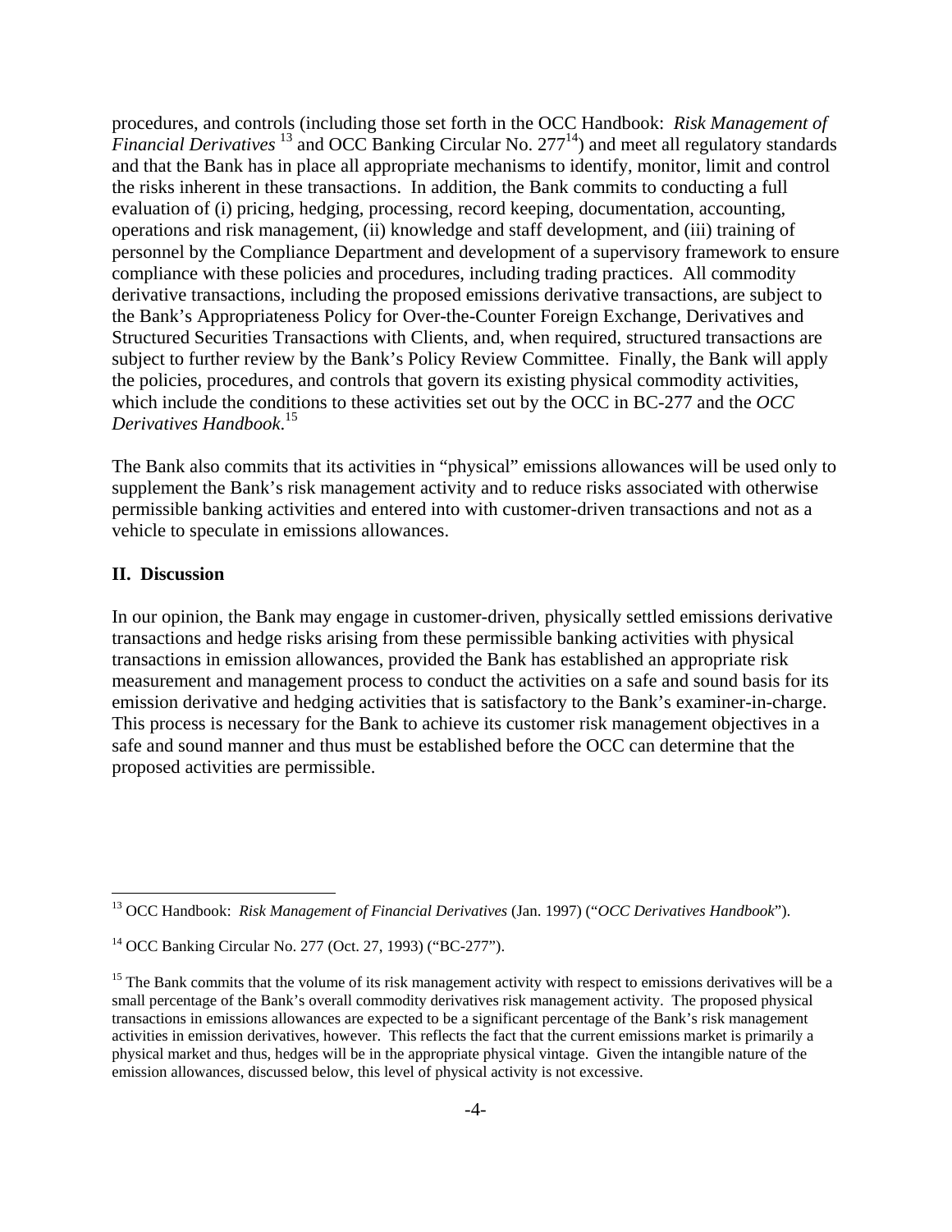procedures, and controls (including those set forth in the OCC Handbook: *Risk Management of Financial Derivatives* [13] and OCC Banking Circular No. 277[14]) and meet all regulatory standards and that the Bank has in place all appropriate mechanisms to identify, monitor, limit and control the risks inherent in these transactions. In addition, the Bank commits to conducting a full evaluation of (i) pricing, hedging, processing, record keeping, documentation, accounting, operations and risk management, (ii) knowledge and staff development, and (iii) training of personnel by the Compliance Department and development of a supervisory framework to ensure compliance with these policies and procedures, including trading practices. All commodity derivative transactions, including the proposed emissions derivative transactions, are subject to the Bank's Appropriateness Policy for Over-the-Counter Foreign Exchange, Derivatives and Structured Securities Transactions with Clients, and, when required, structured transactions are subject to further review by the Bank's Policy Review Committee. Finally, the Bank will apply the policies, procedures, and controls that govern its existing physical commodity activities, which include the conditions to these activities set out by the OCC in BC-277 and the *OCC Derivatives Handbook*.[15]

The Bank also commits that its activities in "physical" emissions allowances will be used only to supplement the Bank's risk management activity and to reduce risks associated with otherwise permissible banking activities and entered into with customer-driven transactions and not as a vehicle to speculate in emissions allowances.

## II. Discussion

In our opinion, the Bank may engage in customer-driven, physically settled emissions derivative transactions and hedge risks arising from these permissible banking activities with physical transactions in emission allowances, provided the Bank has established an appropriate risk measurement and management process to conduct the activities on a safe and sound basis for its emission derivative and hedging activities that is satisfactory to the Bank's examiner-in-charge. This process is necessary for the Bank to achieve its customer risk management objectives in a safe and sound manner and thus must be established before the OCC can determine that the proposed activities are permissible.

---

[13] OCC Handbook: *Risk Management of Financial Derivatives* (Jan. 1997) ("*OCC Derivatives Handbook*").

[14] OCC Banking Circular No. 277 (Oct. 27, 1993) ("BC-277").

[15] The Bank commits that the volume of its risk management activity with respect to emissions derivatives will be a small percentage of the Bank's overall commodity derivatives risk management activity. The proposed physical transactions in emissions allowances are expected to be a significant percentage of the Bank's risk management activities in emission derivatives, however. This reflects the fact that the current emissions market is primarily a physical market and thus, hedges will be in the appropriate physical vintage. Given the intangible nature of the emission allowances, discussed below, this level of physical activity is not excessive.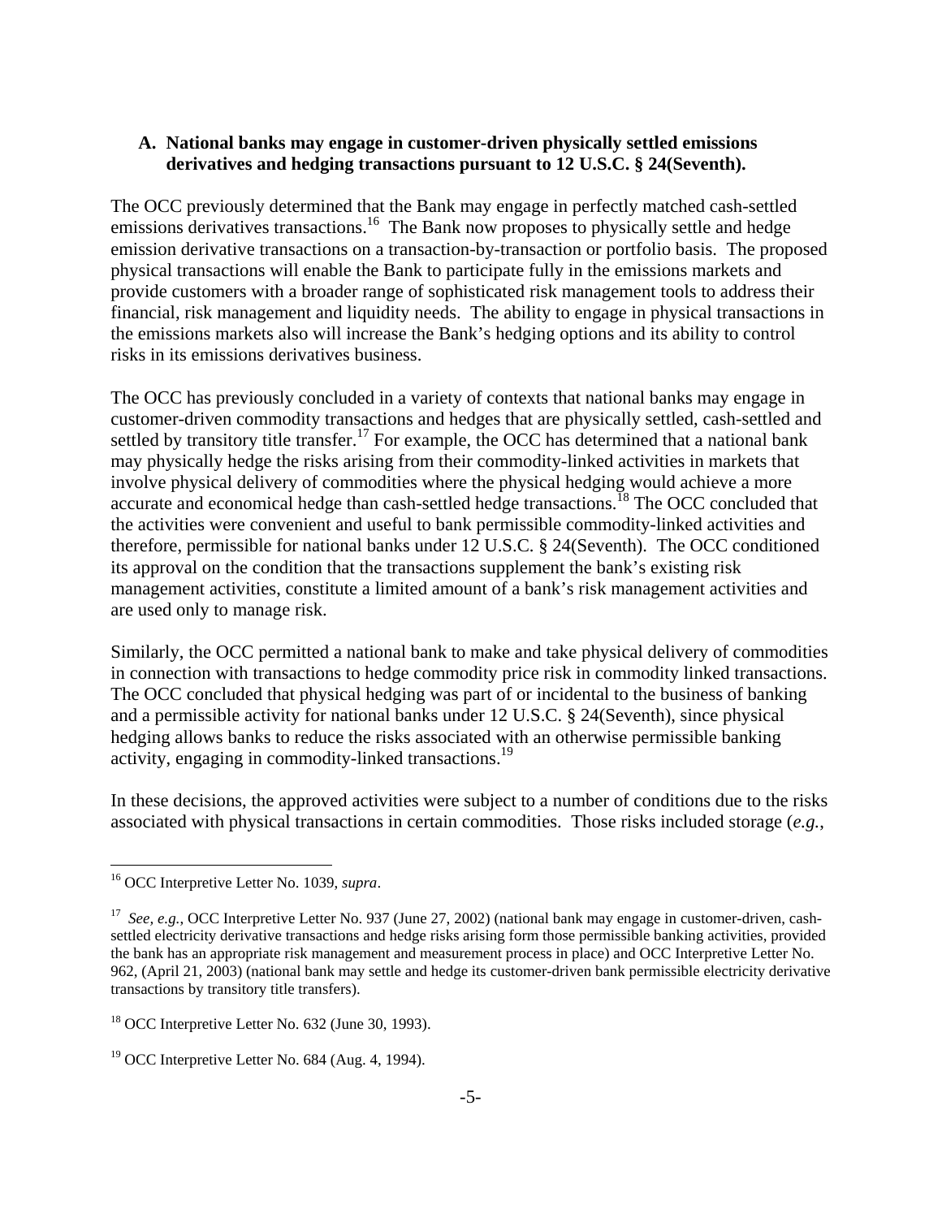### A. National banks may engage in customer-driven physically settled emissions derivatives and hedging transactions pursuant to 12 U.S.C. § 24(Seventh).

The OCC previously determined that the Bank may engage in perfectly matched cash-settled emissions derivatives transactions.[16] The Bank now proposes to physically settle and hedge emission derivative transactions on a transaction-by-transaction or portfolio basis. The proposed physical transactions will enable the Bank to participate fully in the emissions markets and provide customers with a broader range of sophisticated risk management tools to address their financial, risk management and liquidity needs. The ability to engage in physical transactions in the emissions markets also will increase the Bank's hedging options and its ability to control risks in its emissions derivatives business.

The OCC has previously concluded in a variety of contexts that national banks may engage in customer-driven commodity transactions and hedges that are physically settled, cash-settled and settled by transitory title transfer.[17] For example, the OCC has determined that a national bank may physically hedge the risks arising from their commodity-linked activities in markets that involve physical delivery of commodities where the physical hedging would achieve a more accurate and economical hedge than cash-settled hedge transactions.[18] The OCC concluded that the activities were convenient and useful to bank permissible commodity-linked activities and therefore, permissible for national banks under 12 U.S.C. § 24(Seventh). The OCC conditioned its approval on the condition that the transactions supplement the bank's existing risk management activities, constitute a limited amount of a bank's risk management activities and are used only to manage risk.

Similarly, the OCC permitted a national bank to make and take physical delivery of commodities in connection with transactions to hedge commodity price risk in commodity linked transactions. The OCC concluded that physical hedging was part of or incidental to the business of banking and a permissible activity for national banks under 12 U.S.C. § 24(Seventh), since physical hedging allows banks to reduce the risks associated with an otherwise permissible banking activity, engaging in commodity-linked transactions.[19]

In these decisions, the approved activities were subject to a number of conditions due to the risks associated with physical transactions in certain commodities. Those risks included storage (*e.g.*,

---

[16] OCC Interpretive Letter No. 1039, *supra*.

[17] *See, e.g.*, OCC Interpretive Letter No. 937 (June 27, 2002) (national bank may engage in customer-driven, cash-settled electricity derivative transactions and hedge risks arising form those permissible banking activities, provided the bank has an appropriate risk management and measurement process in place) and OCC Interpretive Letter No. 962, (April 21, 2003) (national bank may settle and hedge its customer-driven bank permissible electricity derivative transactions by transitory title transfers).

[18] OCC Interpretive Letter No. 632 (June 30, 1993).

[19] OCC Interpretive Letter No. 684 (Aug. 4, 1994).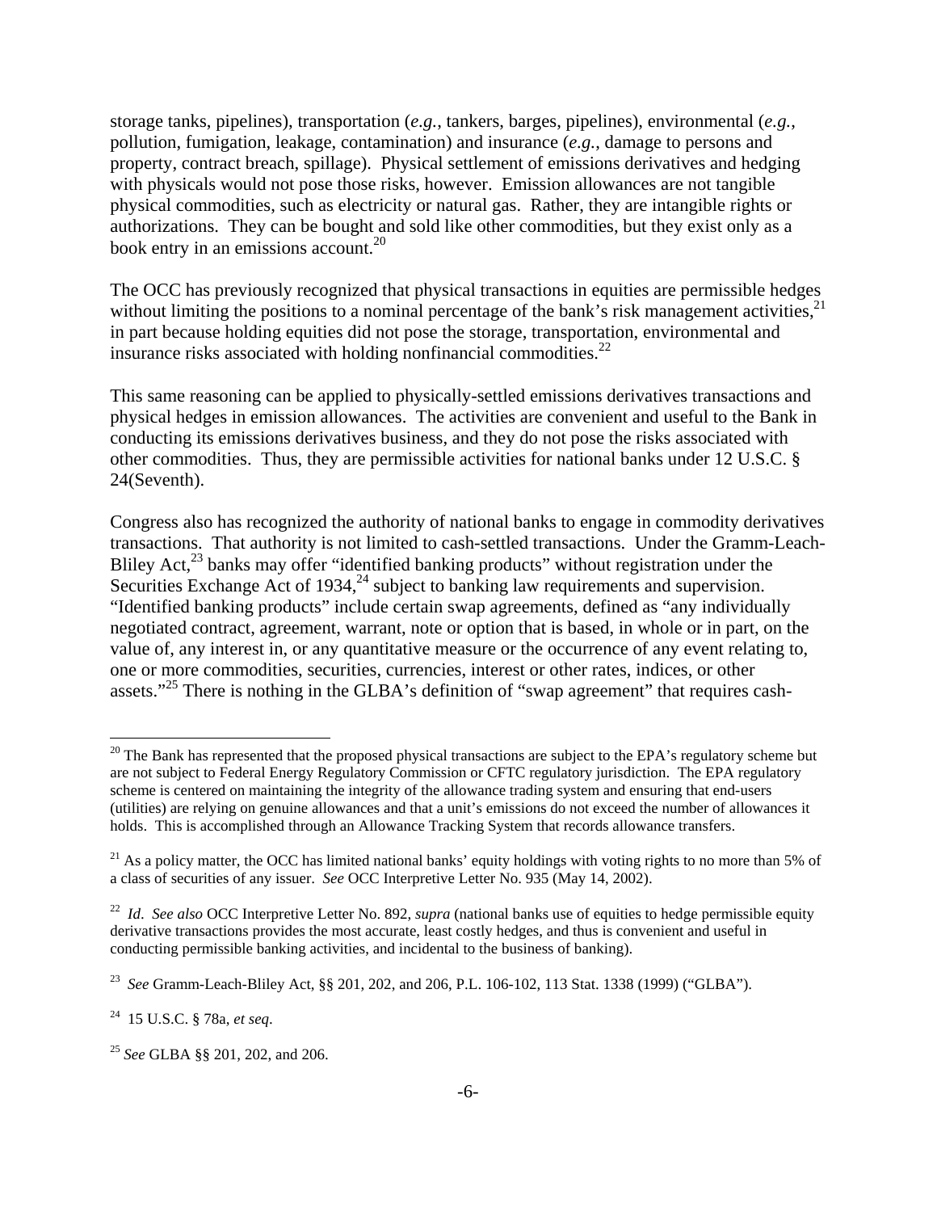storage tanks, pipelines), transportation (*e.g.*, tankers, barges, pipelines), environmental (*e.g.*, pollution, fumigation, leakage, contamination) and insurance (*e.g.*, damage to persons and property, contract breach, spillage). Physical settlement of emissions derivatives and hedging with physicals would not pose those risks, however. Emission allowances are not tangible physical commodities, such as electricity or natural gas. Rather, they are intangible rights or authorizations. They can be bought and sold like other commodities, but they exist only as a book entry in an emissions account.[20]

The OCC has previously recognized that physical transactions in equities are permissible hedges without limiting the positions to a nominal percentage of the bank's risk management activities,[21] in part because holding equities did not pose the storage, transportation, environmental and insurance risks associated with holding nonfinancial commodities.[22]

This same reasoning can be applied to physically-settled emissions derivatives transactions and physical hedges in emission allowances. The activities are convenient and useful to the Bank in conducting its emissions derivatives business, and they do not pose the risks associated with other commodities. Thus, they are permissible activities for national banks under 12 U.S.C. § 24(Seventh).

Congress also has recognized the authority of national banks to engage in commodity derivatives transactions. That authority is not limited to cash-settled transactions. Under the Gramm-Leach-Bliley Act,[23] banks may offer "identified banking products" without registration under the Securities Exchange Act of 1934,[24] subject to banking law requirements and supervision. "Identified banking products" include certain swap agreements, defined as "any individually negotiated contract, agreement, warrant, note or option that is based, in whole or in part, on the value of, any interest in, or any quantitative measure or the occurrence of any event relating to, one or more commodities, securities, currencies, interest or other rates, indices, or other assets."[25] There is nothing in the GLBA's definition of "swap agreement" that requires cash-

---

[20] The Bank has represented that the proposed physical transactions are subject to the EPA's regulatory scheme but are not subject to Federal Energy Regulatory Commission or CFTC regulatory jurisdiction. The EPA regulatory scheme is centered on maintaining the integrity of the allowance trading system and ensuring that end-users (utilities) are relying on genuine allowances and that a unit's emissions do not exceed the number of allowances it holds. This is accomplished through an Allowance Tracking System that records allowance transfers.

[21] As a policy matter, the OCC has limited national banks' equity holdings with voting rights to no more than 5% of a class of securities of any issuer. *See* OCC Interpretive Letter No. 935 (May 14, 2002).

[22] *Id*. *See also* OCC Interpretive Letter No. 892, *supra* (national banks use of equities to hedge permissible equity derivative transactions provides the most accurate, least costly hedges, and thus is convenient and useful in conducting permissible banking activities, and incidental to the business of banking).

[23] *See* Gramm-Leach-Bliley Act, §§ 201, 202, and 206, P.L. 106-102, 113 Stat. 1338 (1999) ("GLBA").

[24] 15 U.S.C. § 78a, *et seq*.

[25] *See* GLBA §§ 201, 202, and 206.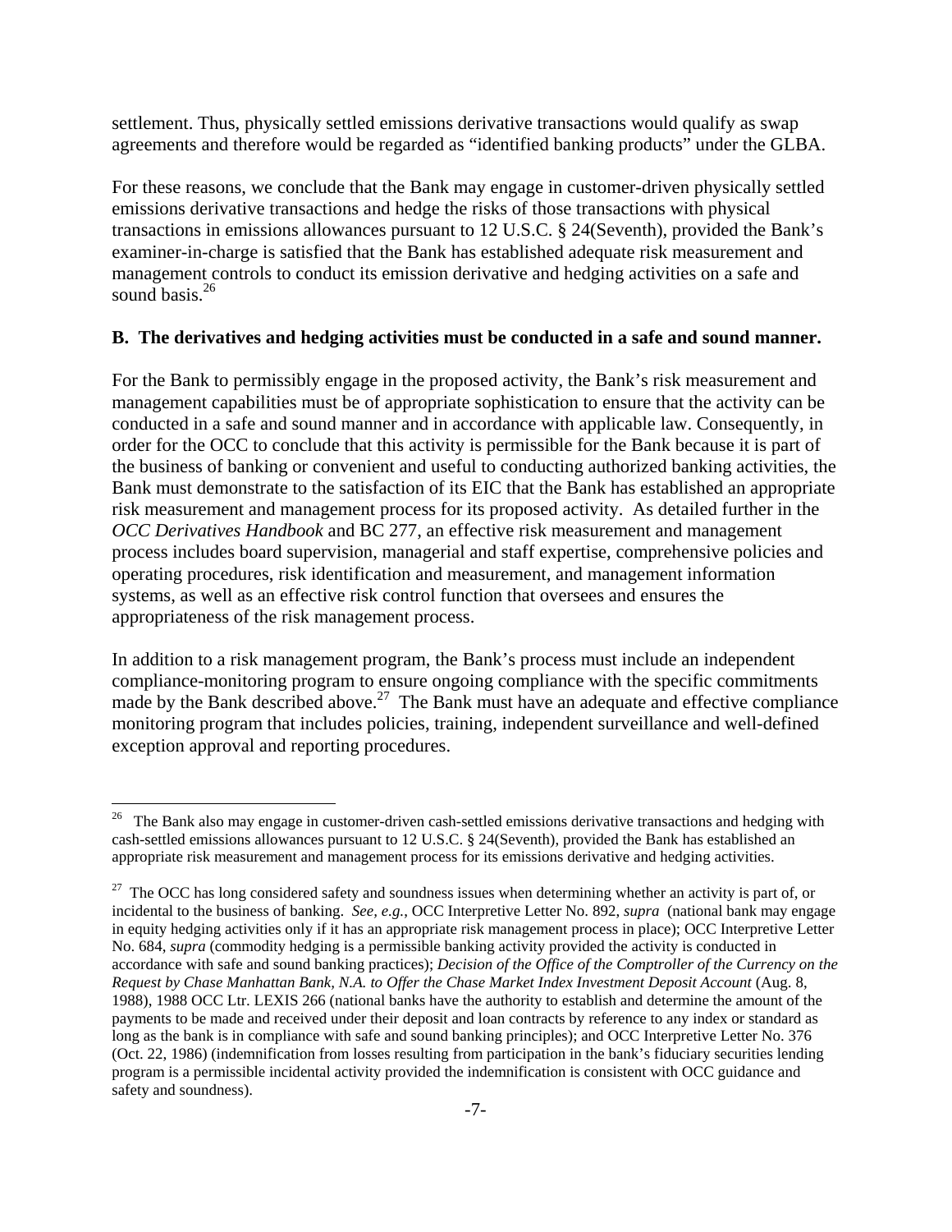settlement. Thus, physically settled emissions derivative transactions would qualify as swap agreements and therefore would be regarded as "identified banking products" under the GLBA.

For these reasons, we conclude that the Bank may engage in customer-driven physically settled emissions derivative transactions and hedge the risks of those transactions with physical transactions in emissions allowances pursuant to 12 U.S.C. § 24(Seventh), provided the Bank's examiner-in-charge is satisfied that the Bank has established adequate risk measurement and management controls to conduct its emission derivative and hedging activities on a safe and sound basis.[26]

**B. The derivatives and hedging activities must be conducted in a safe and sound manner.**

For the Bank to permissibly engage in the proposed activity, the Bank's risk measurement and management capabilities must be of appropriate sophistication to ensure that the activity can be conducted in a safe and sound manner and in accordance with applicable law. Consequently, in order for the OCC to conclude that this activity is permissible for the Bank because it is part of the business of banking or convenient and useful to conducting authorized banking activities, the Bank must demonstrate to the satisfaction of its EIC that the Bank has established an appropriate risk measurement and management process for its proposed activity. As detailed further in the *OCC Derivatives Handbook* and BC 277, an effective risk measurement and management process includes board supervision, managerial and staff expertise, comprehensive policies and operating procedures, risk identification and measurement, and management information systems, as well as an effective risk control function that oversees and ensures the appropriateness of the risk management process.

In addition to a risk management program, the Bank's process must include an independent compliance-monitoring program to ensure ongoing compliance with the specific commitments made by the Bank described above.[27] The Bank must have an adequate and effective compliance monitoring program that includes policies, training, independent surveillance and well-defined exception approval and reporting procedures.

---

[26] The Bank also may engage in customer-driven cash-settled emissions derivative transactions and hedging with cash-settled emissions allowances pursuant to 12 U.S.C. § 24(Seventh), provided the Bank has established an appropriate risk measurement and management process for its emissions derivative and hedging activities.

[27] The OCC has long considered safety and soundness issues when determining whether an activity is part of, or incidental to the business of banking. *See, e.g.*, OCC Interpretive Letter No. 892, *supra* (national bank may engage in equity hedging activities only if it has an appropriate risk management process in place); OCC Interpretive Letter No. 684, *supra* (commodity hedging is a permissible banking activity provided the activity is conducted in accordance with safe and sound banking practices); *Decision of the Office of the Comptroller of the Currency on the Request by Chase Manhattan Bank, N.A. to Offer the Chase Market Index Investment Deposit Account* (Aug. 8, 1988), 1988 OCC Ltr. LEXIS 266 (national banks have the authority to establish and determine the amount of the payments to be made and received under their deposit and loan contracts by reference to any index or standard as long as the bank is in compliance with safe and sound banking principles); and OCC Interpretive Letter No. 376 (Oct. 22, 1986) (indemnification from losses resulting from participation in the bank's fiduciary securities lending program is a permissible incidental activity provided the indemnification is consistent with OCC guidance and safety and soundness).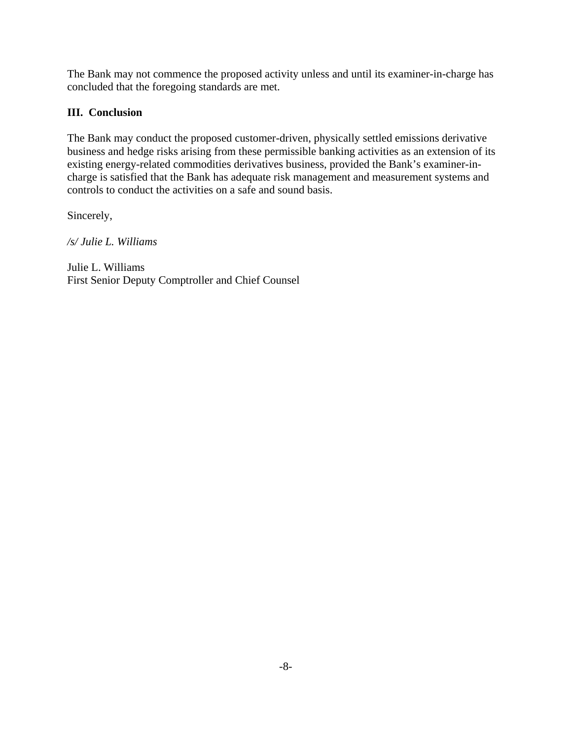The Bank may not commence the proposed activity unless and until its examiner-in-charge has concluded that the foregoing standards are met.

## III. Conclusion

The Bank may conduct the proposed customer-driven, physically settled emissions derivative business and hedge risks arising from these permissible banking activities as an extension of its existing energy-related commodities derivatives business, provided the Bank's examiner-in-charge is satisfied that the Bank has adequate risk management and measurement systems and controls to conduct the activities on a safe and sound basis.

Sincerely,

*/s/ Julie L. Williams*

Julie L. Williams
First Senior Deputy Comptroller and Chief Counsel